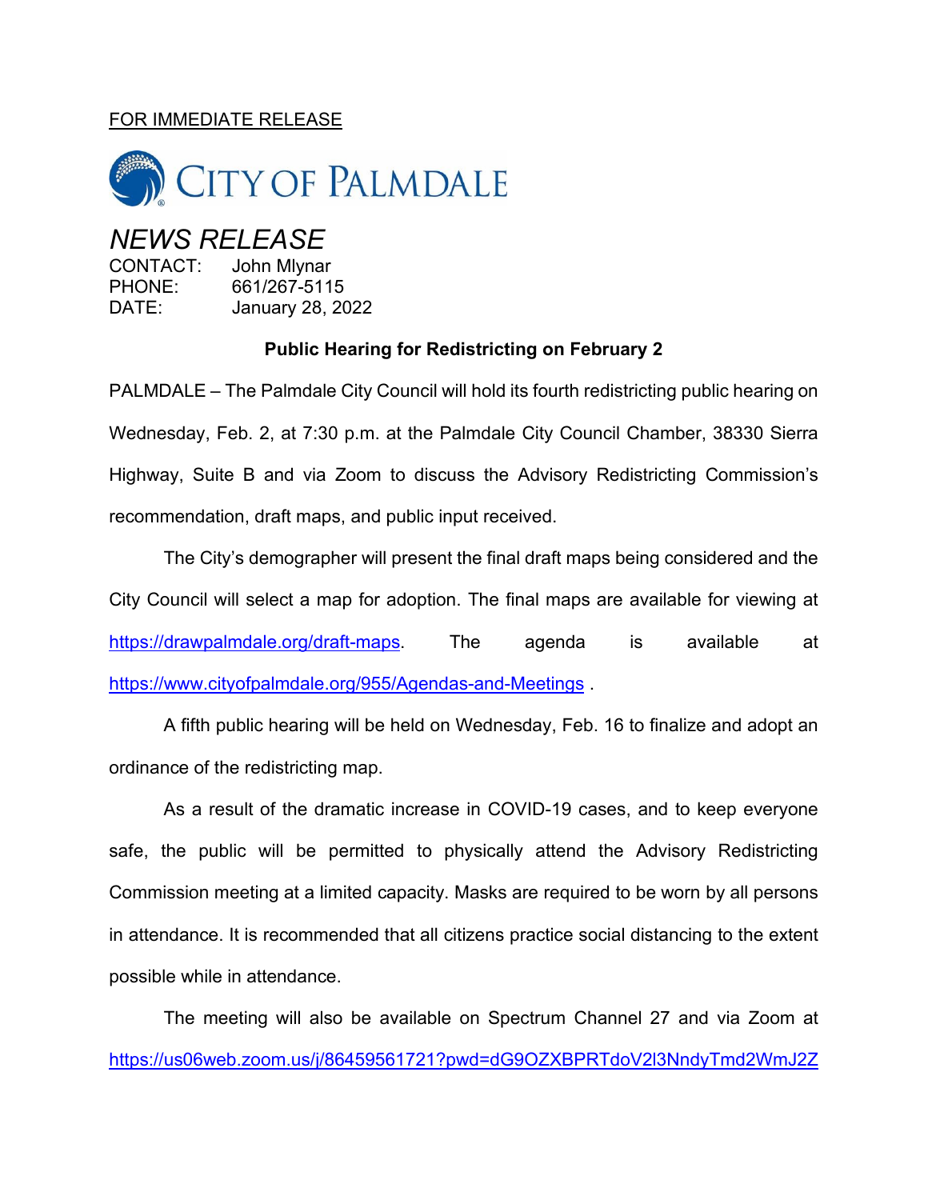FOR IMMEDIATE RELEASE

CITY OF PALMDALE

# *NEWS RELEASE*

CONTACT: John Mlynar
PHONE: 661/267-5115
DATE: January 28, 2022

**Public Hearing for Redistricting on February 2**

PALMDALE – The Palmdale City Council will hold its fourth redistricting public hearing on Wednesday, Feb. 2, at 7:30 p.m. at the Palmdale City Council Chamber, 38330 Sierra Highway, Suite B and via Zoom to discuss the Advisory Redistricting Commission's recommendation, draft maps, and public input received.

The City's demographer will present the final draft maps being considered and the City Council will select a map for adoption. The final maps are available for viewing at https://drawpalmdale.org/draft-maps. The agenda is available at https://www.cityofpalmdale.org/955/Agendas-and-Meetings .

A fifth public hearing will be held on Wednesday, Feb. 16 to finalize and adopt an ordinance of the redistricting map.

As a result of the dramatic increase in COVID-19 cases, and to keep everyone safe, the public will be permitted to physically attend the Advisory Redistricting Commission meeting at a limited capacity. Masks are required to be worn by all persons in attendance. It is recommended that all citizens practice social distancing to the extent possible while in attendance.

The meeting will also be available on Spectrum Channel 27 and via Zoom at https://us06web.zoom.us/j/86459561721?pwd=dG9OZXBPRTdoV2l3NndyTmd2WmJ2Z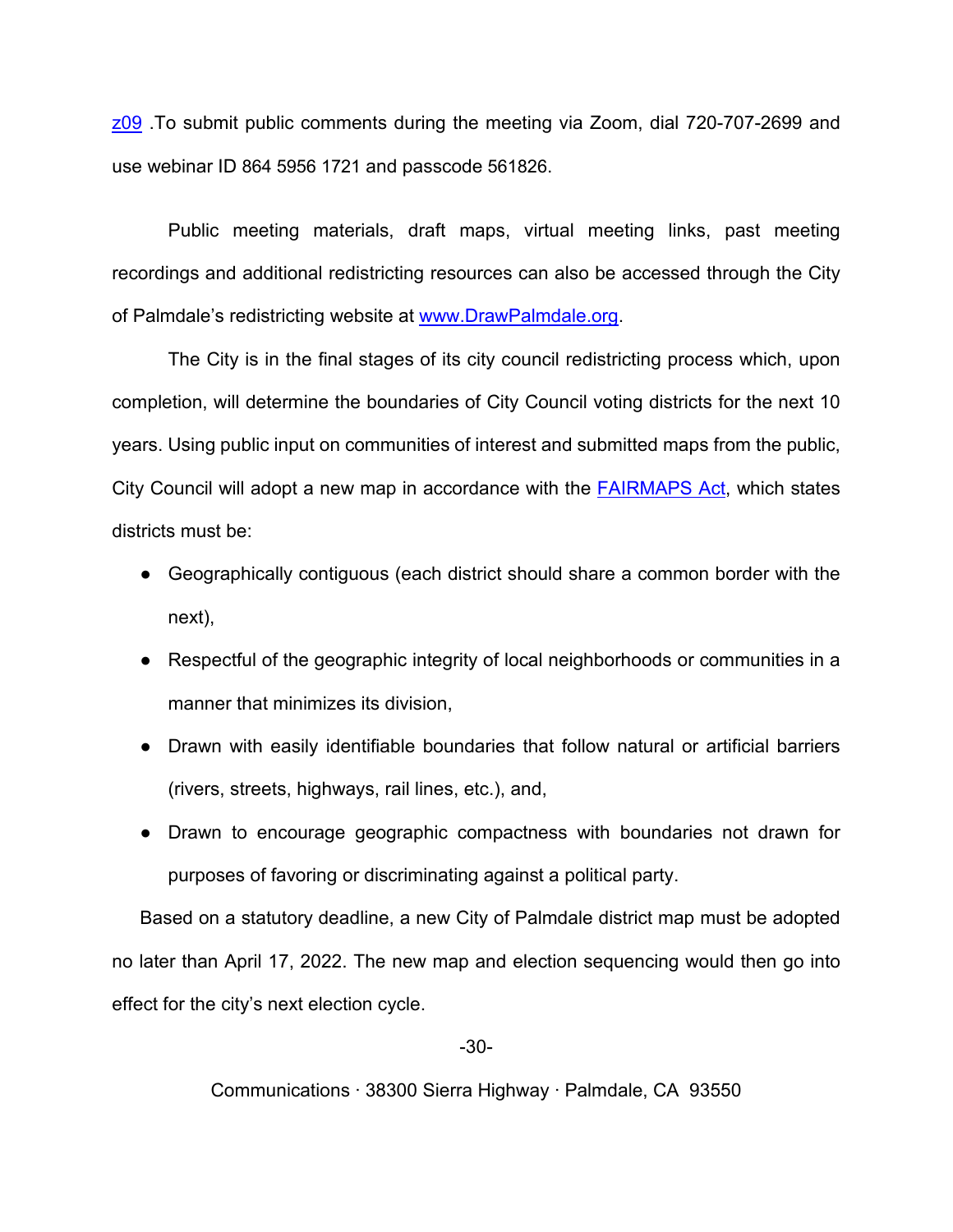z09 .To submit public comments during the meeting via Zoom, dial 720-707-2699 and use webinar ID 864 5956 1721 and passcode 561826.

Public meeting materials, draft maps, virtual meeting links, past meeting recordings and additional redistricting resources can also be accessed through the City of Palmdale's redistricting website at www.DrawPalmdale.org.

The City is in the final stages of its city council redistricting process which, upon completion, will determine the boundaries of City Council voting districts for the next 10 years. Using public input on communities of interest and submitted maps from the public, City Council will adopt a new map in accordance with the FAIRMAPS Act, which states districts must be:

- Geographically contiguous (each district should share a common border with the next),
- Respectful of the geographic integrity of local neighborhoods or communities in a manner that minimizes its division,
- Drawn with easily identifiable boundaries that follow natural or artificial barriers (rivers, streets, highways, rail lines, etc.), and,
- Drawn to encourage geographic compactness with boundaries not drawn for purposes of favoring or discriminating against a political party.

Based on a statutory deadline, a new City of Palmdale district map must be adopted no later than April 17, 2022. The new map and election sequencing would then go into effect for the city's next election cycle.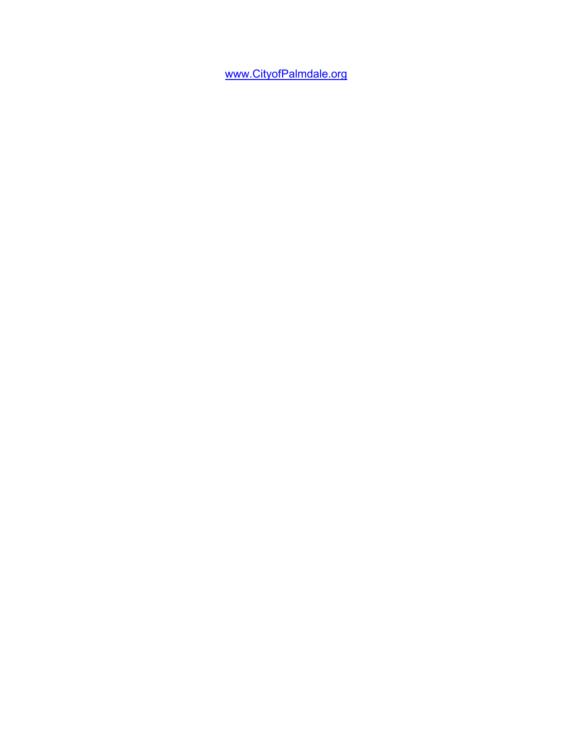[www.CityofPalmdale.org](http://www.CityofPalmdale.org)